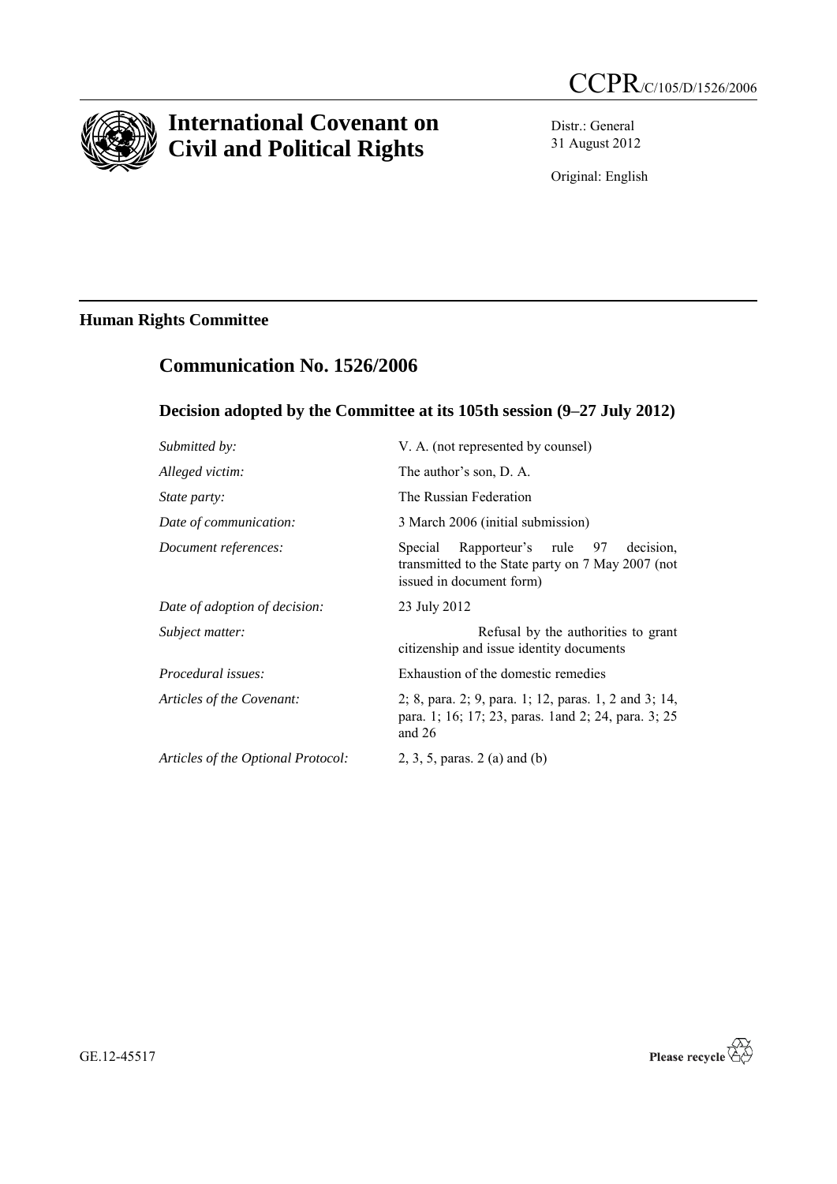CCPR/C/105/D/1526/2006

# International Covenant on Civil and Political Rights

Distr.: General
31 August 2012

Original: English

## Human Rights Committee

## Communication No. 1526/2006

### Decision adopted by the Committee at its 105th session (9–27 July 2012)

| | |
|---|---|
| *Submitted by:* | V. A. (not represented by counsel) |
| *Alleged victim:* | The author's son, D. A. |
| *State party:* | The Russian Federation |
| *Date of communication:* | 3 March 2006 (initial submission) |
| *Document references:* | Special Rapporteur's rule 97 decision, transmitted to the State party on 7 May 2007 (not issued in document form) |
| *Date of adoption of decision:* | 23 July 2012 |
| *Subject matter:* | Refusal by the authorities to grant citizenship and issue identity documents |
| *Procedural issues:* | Exhaustion of the domestic remedies |
| *Articles of the Covenant:* | 2; 8, para. 2; 9, para. 1; 12, paras. 1, 2 and 3; 14, para. 1; 16; 17; 23, paras. 1and 2; 24, para. 3; 25 and 26 |
| *Articles of the Optional Protocol:* | 2, 3, 5, paras. 2 (a) and (b) |

GE.12-45517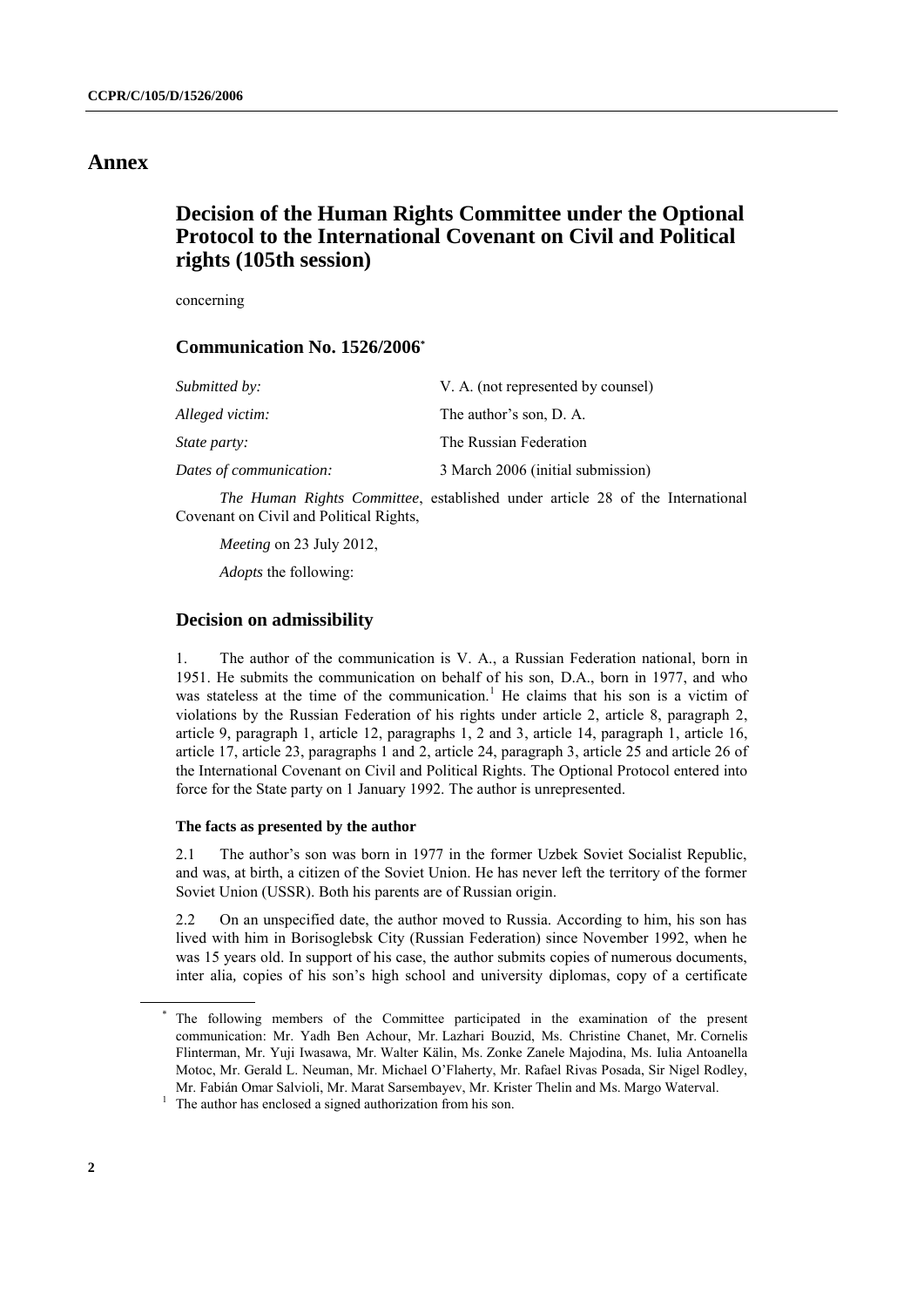# Annex

## Decision of the Human Rights Committee under the Optional Protocol to the International Covenant on Civil and Political rights (105th session)

concerning

### Communication No. 1526/2006*

| | |
|---|---|
| *Submitted by:* | V. A. (not represented by counsel) |
| *Alleged victim:* | The author's son, D. A. |
| *State party:* | The Russian Federation |
| *Dates of communication:* | 3 March 2006 (initial submission) |

*The Human Rights Committee*, established under article 28 of the International Covenant on Civil and Political Rights,

*Meeting* on 23 July 2012,

*Adopts* the following:

### Decision on admissibility

1. The author of the communication is V. A., a Russian Federation national, born in 1951. He submits the communication on behalf of his son, D.A., born in 1977, and who was stateless at the time of the communication.[1] He claims that his son is a victim of violations by the Russian Federation of his rights under article 2, article 8, paragraph 2, article 9, paragraph 1, article 12, paragraphs 1, 2 and 3, article 14, paragraph 1, article 16, article 17, article 23, paragraphs 1 and 2, article 24, paragraph 3, article 25 and article 26 of the International Covenant on Civil and Political Rights. The Optional Protocol entered into force for the State party on 1 January 1992. The author is unrepresented.

#### The facts as presented by the author

2.1 The author's son was born in 1977 in the former Uzbek Soviet Socialist Republic, and was, at birth, a citizen of the Soviet Union. He has never left the territory of the former Soviet Union (USSR). Both his parents are of Russian origin.

2.2 On an unspecified date, the author moved to Russia. According to him, his son has lived with him in Borisoglebsk City (Russian Federation) since November 1992, when he was 15 years old. In support of his case, the author submits copies of numerous documents, inter alia, copies of his son's high school and university diplomas, copy of a certificate

---

* The following members of the Committee participated in the examination of the present communication: Mr. Yadh Ben Achour, Mr. Lazhari Bouzid, Ms. Christine Chanet, Mr. Cornelis Flinterman, Mr. Yuji Iwasawa, Mr. Walter Kälin, Ms. Zonke Zanele Majodina, Ms. Iulia Antoanella Motoc, Mr. Gerald L. Neuman, Mr. Michael O'Flaherty, Mr. Rafael Rivas Posada, Sir Nigel Rodley, Mr. Fabián Omar Salvioli, Mr. Marat Sarsembayev, Mr. Krister Thelin and Ms. Margo Waterval.

[1] The author has enclosed a signed authorization from his son.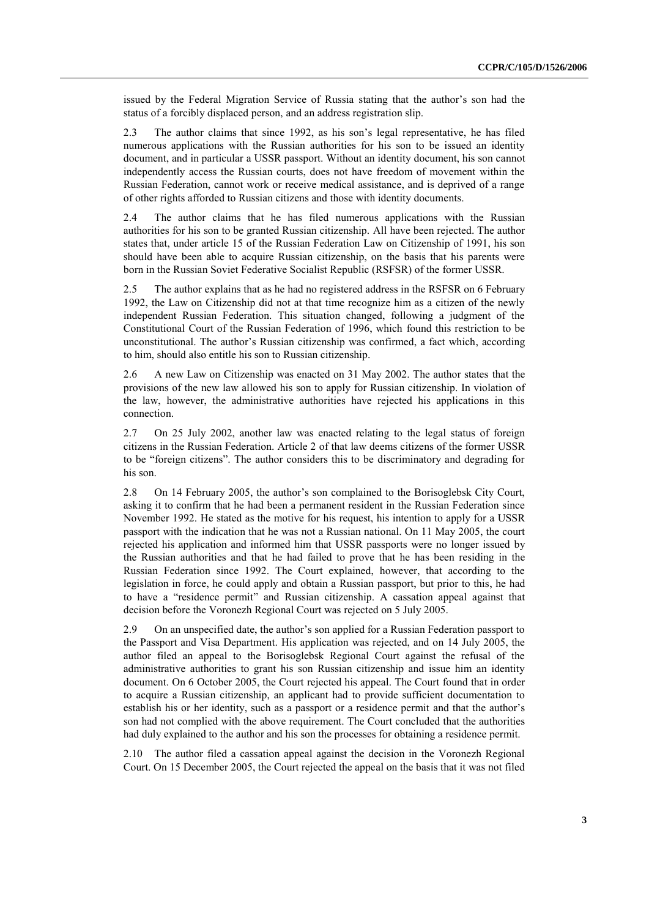issued by the Federal Migration Service of Russia stating that the author's son had the status of a forcibly displaced person, and an address registration slip.

2.3 The author claims that since 1992, as his son's legal representative, he has filed numerous applications with the Russian authorities for his son to be issued an identity document, and in particular a USSR passport. Without an identity document, his son cannot independently access the Russian courts, does not have freedom of movement within the Russian Federation, cannot work or receive medical assistance, and is deprived of a range of other rights afforded to Russian citizens and those with identity documents.

2.4 The author claims that he has filed numerous applications with the Russian authorities for his son to be granted Russian citizenship. All have been rejected. The author states that, under article 15 of the Russian Federation Law on Citizenship of 1991, his son should have been able to acquire Russian citizenship, on the basis that his parents were born in the Russian Soviet Federative Socialist Republic (RSFSR) of the former USSR.

2.5 The author explains that as he had no registered address in the RSFSR on 6 February 1992, the Law on Citizenship did not at that time recognize him as a citizen of the newly independent Russian Federation. This situation changed, following a judgment of the Constitutional Court of the Russian Federation of 1996, which found this restriction to be unconstitutional. The author's Russian citizenship was confirmed, a fact which, according to him, should also entitle his son to Russian citizenship.

2.6 A new Law on Citizenship was enacted on 31 May 2002. The author states that the provisions of the new law allowed his son to apply for Russian citizenship. In violation of the law, however, the administrative authorities have rejected his applications in this connection.

2.7 On 25 July 2002, another law was enacted relating to the legal status of foreign citizens in the Russian Federation. Article 2 of that law deems citizens of the former USSR to be "foreign citizens". The author considers this to be discriminatory and degrading for his son.

2.8 On 14 February 2005, the author's son complained to the Borisoglebsk City Court, asking it to confirm that he had been a permanent resident in the Russian Federation since November 1992. He stated as the motive for his request, his intention to apply for a USSR passport with the indication that he was not a Russian national. On 11 May 2005, the court rejected his application and informed him that USSR passports were no longer issued by the Russian authorities and that he had failed to prove that he has been residing in the Russian Federation since 1992. The Court explained, however, that according to the legislation in force, he could apply and obtain a Russian passport, but prior to this, he had to have a "residence permit" and Russian citizenship. A cassation appeal against that decision before the Voronezh Regional Court was rejected on 5 July 2005.

2.9 On an unspecified date, the author's son applied for a Russian Federation passport to the Passport and Visa Department. His application was rejected, and on 14 July 2005, the author filed an appeal to the Borisoglebsk Regional Court against the refusal of the administrative authorities to grant his son Russian citizenship and issue him an identity document. On 6 October 2005, the Court rejected his appeal. The Court found that in order to acquire a Russian citizenship, an applicant had to provide sufficient documentation to establish his or her identity, such as a passport or a residence permit and that the author's son had not complied with the above requirement. The Court concluded that the authorities had duly explained to the author and his son the processes for obtaining a residence permit.

2.10 The author filed a cassation appeal against the decision in the Voronezh Regional Court. On 15 December 2005, the Court rejected the appeal on the basis that it was not filed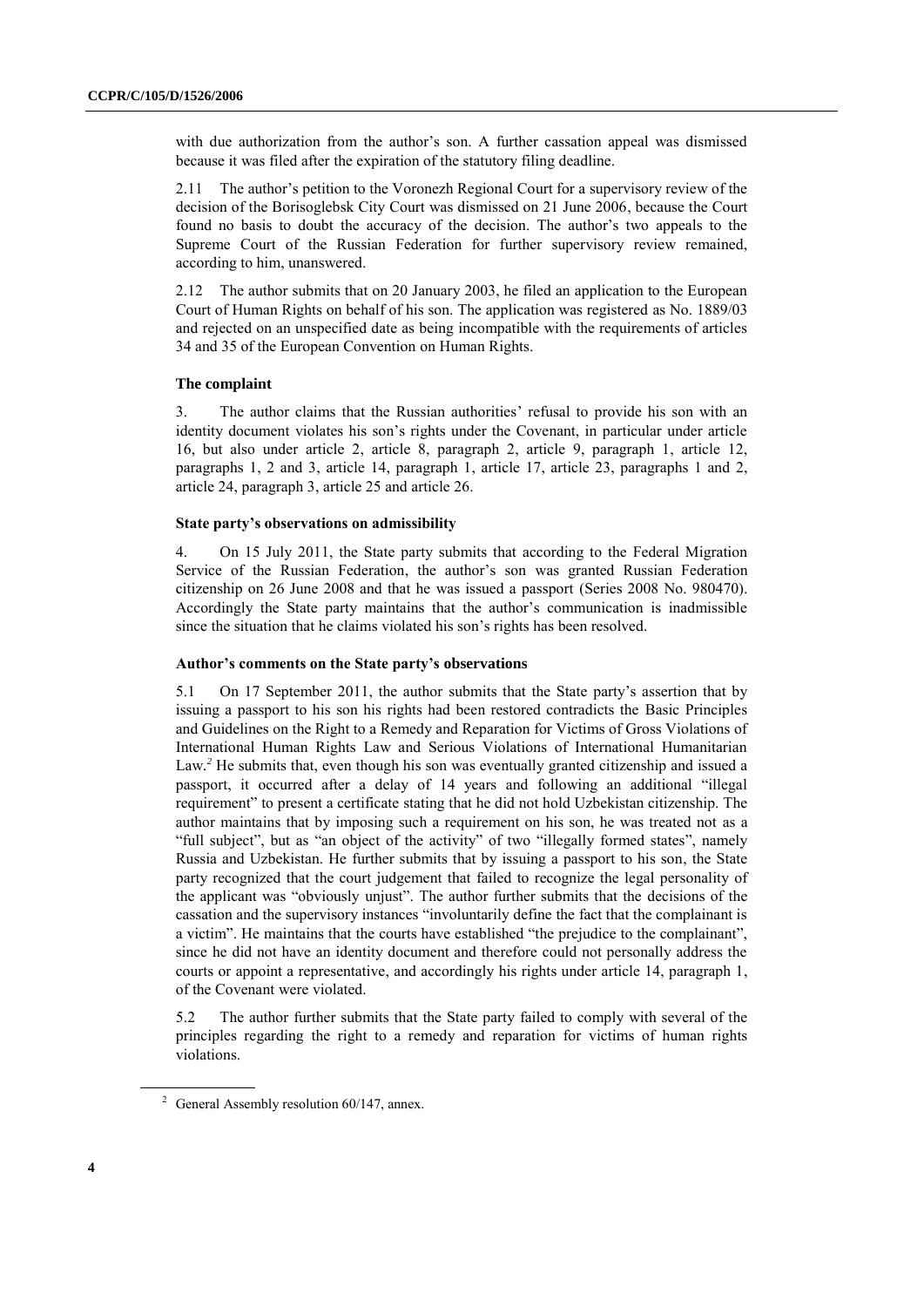with due authorization from the author's son. A further cassation appeal was dismissed because it was filed after the expiration of the statutory filing deadline.

2.11 The author's petition to the Voronezh Regional Court for a supervisory review of the decision of the Borisoglebsk City Court was dismissed on 21 June 2006, because the Court found no basis to doubt the accuracy of the decision. The author's two appeals to the Supreme Court of the Russian Federation for further supervisory review remained, according to him, unanswered.

2.12 The author submits that on 20 January 2003, he filed an application to the European Court of Human Rights on behalf of his son. The application was registered as No. 1889/03 and rejected on an unspecified date as being incompatible with the requirements of articles 34 and 35 of the European Convention on Human Rights.

**The complaint**

3. The author claims that the Russian authorities' refusal to provide his son with an identity document violates his son's rights under the Covenant, in particular under article 16, but also under article 2, article 8, paragraph 2, article 9, paragraph 1, article 12, paragraphs 1, 2 and 3, article 14, paragraph 1, article 17, article 23, paragraphs 1 and 2, article 24, paragraph 3, article 25 and article 26.

**State party's observations on admissibility**

4. On 15 July 2011, the State party submits that according to the Federal Migration Service of the Russian Federation, the author's son was granted Russian Federation citizenship on 26 June 2008 and that he was issued a passport (Series 2008 No. 980470). Accordingly the State party maintains that the author's communication is inadmissible since the situation that he claims violated his son's rights has been resolved.

**Author's comments on the State party's observations**

5.1 On 17 September 2011, the author submits that the State party's assertion that by issuing a passport to his son his rights had been restored contradicts the Basic Principles and Guidelines on the Right to a Remedy and Reparation for Victims of Gross Violations of International Human Rights Law and Serious Violations of International Humanitarian Law.[2] He submits that, even though his son was eventually granted citizenship and issued a passport, it occurred after a delay of 14 years and following an additional "illegal requirement" to present a certificate stating that he did not hold Uzbekistan citizenship. The author maintains that by imposing such a requirement on his son, he was treated not as a "full subject", but as "an object of the activity" of two "illegally formed states", namely Russia and Uzbekistan. He further submits that by issuing a passport to his son, the State party recognized that the court judgement that failed to recognize the legal personality of the applicant was "obviously unjust". The author further submits that the decisions of the cassation and the supervisory instances "involuntarily define the fact that the complainant is a victim". He maintains that the courts have established "the prejudice to the complainant", since he did not have an identity document and therefore could not personally address the courts or appoint a representative, and accordingly his rights under article 14, paragraph 1, of the Covenant were violated.

5.2 The author further submits that the State party failed to comply with several of the principles regarding the right to a remedy and reparation for victims of human rights violations.

[2] General Assembly resolution 60/147, annex.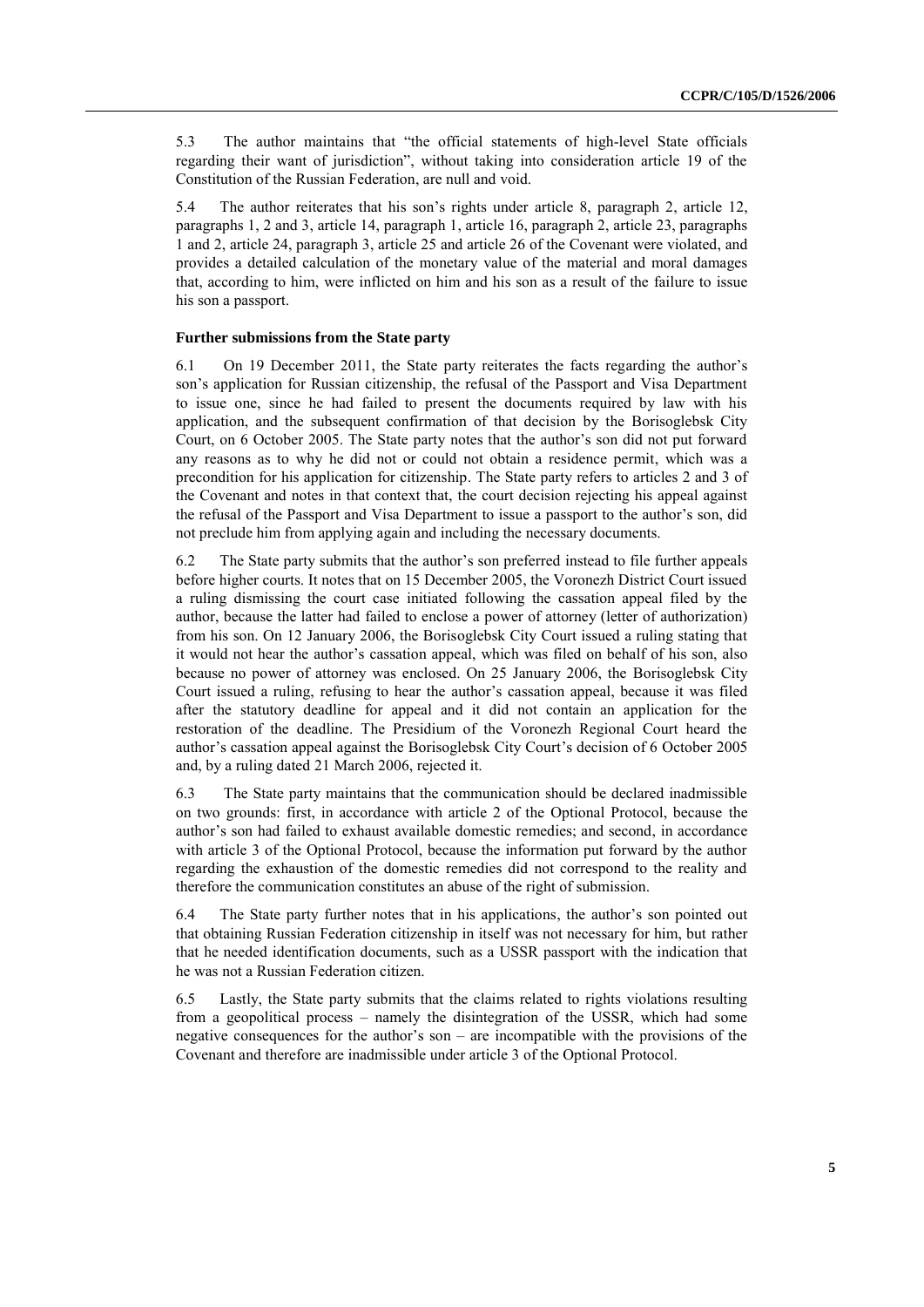5.3 The author maintains that "the official statements of high-level State officials regarding their want of jurisdiction", without taking into consideration article 19 of the Constitution of the Russian Federation, are null and void.

5.4 The author reiterates that his son's rights under article 8, paragraph 2, article 12, paragraphs 1, 2 and 3, article 14, paragraph 1, article 16, paragraph 2, article 23, paragraphs 1 and 2, article 24, paragraph 3, article 25 and article 26 of the Covenant were violated, and provides a detailed calculation of the monetary value of the material and moral damages that, according to him, were inflicted on him and his son as a result of the failure to issue his son a passport.

### Further submissions from the State party

6.1 On 19 December 2011, the State party reiterates the facts regarding the author's son's application for Russian citizenship, the refusal of the Passport and Visa Department to issue one, since he had failed to present the documents required by law with his application, and the subsequent confirmation of that decision by the Borisoglebsk City Court, on 6 October 2005. The State party notes that the author's son did not put forward any reasons as to why he did not or could not obtain a residence permit, which was a precondition for his application for citizenship. The State party refers to articles 2 and 3 of the Covenant and notes in that context that, the court decision rejecting his appeal against the refusal of the Passport and Visa Department to issue a passport to the author's son, did not preclude him from applying again and including the necessary documents.

6.2 The State party submits that the author's son preferred instead to file further appeals before higher courts. It notes that on 15 December 2005, the Voronezh District Court issued a ruling dismissing the court case initiated following the cassation appeal filed by the author, because the latter had failed to enclose a power of attorney (letter of authorization) from his son. On 12 January 2006, the Borisoglebsk City Court issued a ruling stating that it would not hear the author's cassation appeal, which was filed on behalf of his son, also because no power of attorney was enclosed. On 25 January 2006, the Borisoglebsk City Court issued a ruling, refusing to hear the author's cassation appeal, because it was filed after the statutory deadline for appeal and it did not contain an application for the restoration of the deadline. The Presidium of the Voronezh Regional Court heard the author's cassation appeal against the Borisoglebsk City Court's decision of 6 October 2005 and, by a ruling dated 21 March 2006, rejected it.

6.3 The State party maintains that the communication should be declared inadmissible on two grounds: first, in accordance with article 2 of the Optional Protocol, because the author's son had failed to exhaust available domestic remedies; and second, in accordance with article 3 of the Optional Protocol, because the information put forward by the author regarding the exhaustion of the domestic remedies did not correspond to the reality and therefore the communication constitutes an abuse of the right of submission.

6.4 The State party further notes that in his applications, the author's son pointed out that obtaining Russian Federation citizenship in itself was not necessary for him, but rather that he needed identification documents, such as a USSR passport with the indication that he was not a Russian Federation citizen.

6.5 Lastly, the State party submits that the claims related to rights violations resulting from a geopolitical process – namely the disintegration of the USSR, which had some negative consequences for the author's son – are incompatible with the provisions of the Covenant and therefore are inadmissible under article 3 of the Optional Protocol.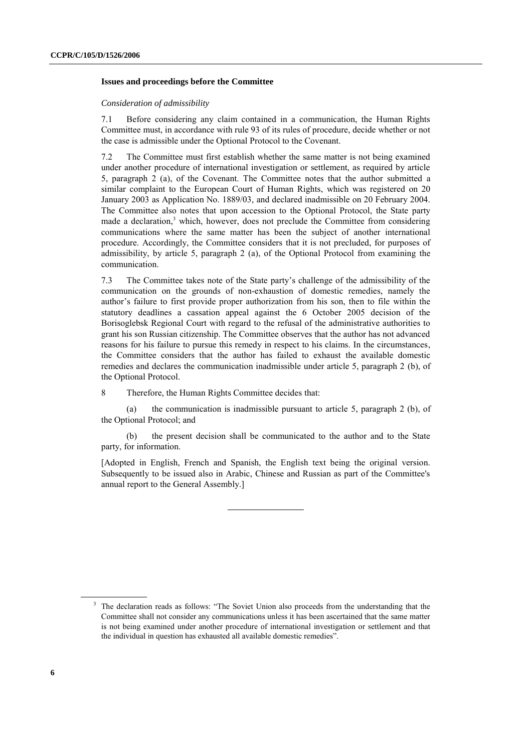### Issues and proceedings before the Committee

*Consideration of admissibility*

7.1 Before considering any claim contained in a communication, the Human Rights Committee must, in accordance with rule 93 of its rules of procedure, decide whether or not the case is admissible under the Optional Protocol to the Covenant.

7.2 The Committee must first establish whether the same matter is not being examined under another procedure of international investigation or settlement, as required by article 5, paragraph 2 (a), of the Covenant. The Committee notes that the author submitted a similar complaint to the European Court of Human Rights, which was registered on 20 January 2003 as Application No. 1889/03, and declared inadmissible on 20 February 2004. The Committee also notes that upon accession to the Optional Protocol, the State party made a declaration,[3] which, however, does not preclude the Committee from considering communications where the same matter has been the subject of another international procedure. Accordingly, the Committee considers that it is not precluded, for purposes of admissibility, by article 5, paragraph 2 (a), of the Optional Protocol from examining the communication.

7.3 The Committee takes note of the State party's challenge of the admissibility of the communication on the grounds of non-exhaustion of domestic remedies, namely the author's failure to first provide proper authorization from his son, then to file within the statutory deadlines a cassation appeal against the 6 October 2005 decision of the Borisoglebsk Regional Court with regard to the refusal of the administrative authorities to grant his son Russian citizenship. The Committee observes that the author has not advanced reasons for his failure to pursue this remedy in respect to his claims. In the circumstances, the Committee considers that the author has failed to exhaust the available domestic remedies and declares the communication inadmissible under article 5, paragraph 2 (b), of the Optional Protocol.

8 Therefore, the Human Rights Committee decides that:

(a) the communication is inadmissible pursuant to article 5, paragraph 2 (b), of the Optional Protocol; and

(b) the present decision shall be communicated to the author and to the State party, for information.

[Adopted in English, French and Spanish, the English text being the original version. Subsequently to be issued also in Arabic, Chinese and Russian as part of the Committee's annual report to the General Assembly.]

---

[3] The declaration reads as follows: "The Soviet Union also proceeds from the understanding that the Committee shall not consider any communications unless it has been ascertained that the same matter is not being examined under another procedure of international investigation or settlement and that the individual in question has exhausted all available domestic remedies".